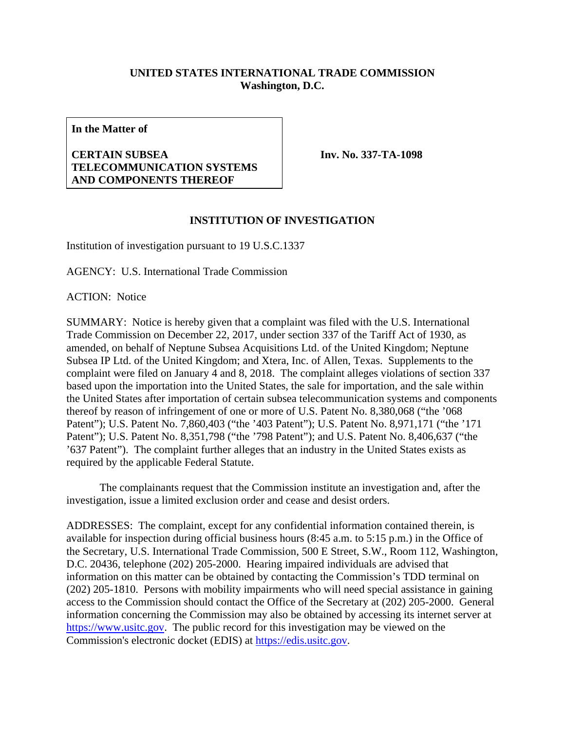**UNITED STATES INTERNATIONAL TRADE COMMISSION**
**Washington, D.C.**

| **In the Matter of**<br><br>**CERTAIN SUBSEA TELECOMMUNICATION SYSTEMS AND COMPONENTS THEREOF** | **Inv. No. 337-TA-1098** |
|---|---|

**INSTITUTION OF INVESTIGATION**

Institution of investigation pursuant to 19 U.S.C.1337

AGENCY: U.S. International Trade Commission

ACTION: Notice

SUMMARY: Notice is hereby given that a complaint was filed with the U.S. International Trade Commission on December 22, 2017, under section 337 of the Tariff Act of 1930, as amended, on behalf of Neptune Subsea Acquisitions Ltd. of the United Kingdom; Neptune Subsea IP Ltd. of the United Kingdom; and Xtera, Inc. of Allen, Texas. Supplements to the complaint were filed on January 4 and 8, 2018. The complaint alleges violations of section 337 based upon the importation into the United States, the sale for importation, and the sale within the United States after importation of certain subsea telecommunication systems and components thereof by reason of infringement of one or more of U.S. Patent No. 8,380,068 ("the '068 Patent"); U.S. Patent No. 7,860,403 ("the '403 Patent"); U.S. Patent No. 8,971,171 ("the '171 Patent"); U.S. Patent No. 8,351,798 ("the '798 Patent"); and U.S. Patent No. 8,406,637 ("the '637 Patent"). The complaint further alleges that an industry in the United States exists as required by the applicable Federal Statute.

The complainants request that the Commission institute an investigation and, after the investigation, issue a limited exclusion order and cease and desist orders.

ADDRESSES: The complaint, except for any confidential information contained therein, is available for inspection during official business hours (8:45 a.m. to 5:15 p.m.) in the Office of the Secretary, U.S. International Trade Commission, 500 E Street, S.W., Room 112, Washington, D.C. 20436, telephone (202) 205-2000. Hearing impaired individuals are advised that information on this matter can be obtained by contacting the Commission's TDD terminal on (202) 205-1810. Persons with mobility impairments who will need special assistance in gaining access to the Commission should contact the Office of the Secretary at (202) 205-2000. General information concerning the Commission may also be obtained by accessing its internet server at https://www.usitc.gov. The public record for this investigation may be viewed on the Commission's electronic docket (EDIS) at https://edis.usitc.gov.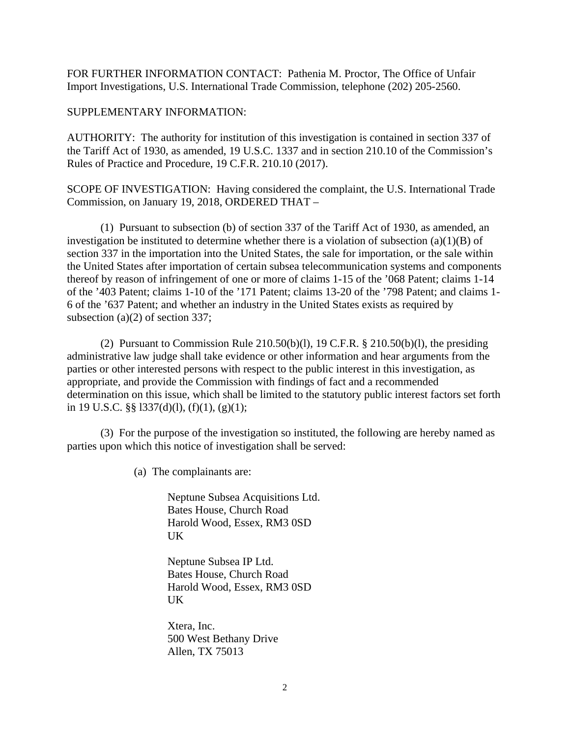FOR FURTHER INFORMATION CONTACT: Pathenia M. Proctor, The Office of Unfair Import Investigations, U.S. International Trade Commission, telephone (202) 205-2560.

SUPPLEMENTARY INFORMATION:

AUTHORITY: The authority for institution of this investigation is contained in section 337 of the Tariff Act of 1930, as amended, 19 U.S.C. 1337 and in section 210.10 of the Commission's Rules of Practice and Procedure, 19 C.F.R. 210.10 (2017).

SCOPE OF INVESTIGATION: Having considered the complaint, the U.S. International Trade Commission, on January 19, 2018, ORDERED THAT –

(1) Pursuant to subsection (b) of section 337 of the Tariff Act of 1930, as amended, an investigation be instituted to determine whether there is a violation of subsection (a)(1)(B) of section 337 in the importation into the United States, the sale for importation, or the sale within the United States after importation of certain subsea telecommunication systems and components thereof by reason of infringement of one or more of claims 1-15 of the '068 Patent; claims 1-14 of the '403 Patent; claims 1-10 of the '171 Patent; claims 13-20 of the '798 Patent; and claims 1-6 of the '637 Patent; and whether an industry in the United States exists as required by subsection (a)(2) of section 337;

(2) Pursuant to Commission Rule 210.50(b)(l), 19 C.F.R. § 210.50(b)(l), the presiding administrative law judge shall take evidence or other information and hear arguments from the parties or other interested persons with respect to the public interest in this investigation, as appropriate, and provide the Commission with findings of fact and a recommended determination on this issue, which shall be limited to the statutory public interest factors set forth in 19 U.S.C. §§ l337(d)(l), (f)(1), (g)(1);

(3) For the purpose of the investigation so instituted, the following are hereby named as parties upon which this notice of investigation shall be served:

(a) The complainants are:

Neptune Subsea Acquisitions Ltd.
Bates House, Church Road
Harold Wood, Essex, RM3 0SD
UK

Neptune Subsea IP Ltd.
Bates House, Church Road
Harold Wood, Essex, RM3 0SD
UK

Xtera, Inc.
500 West Bethany Drive
Allen, TX 75013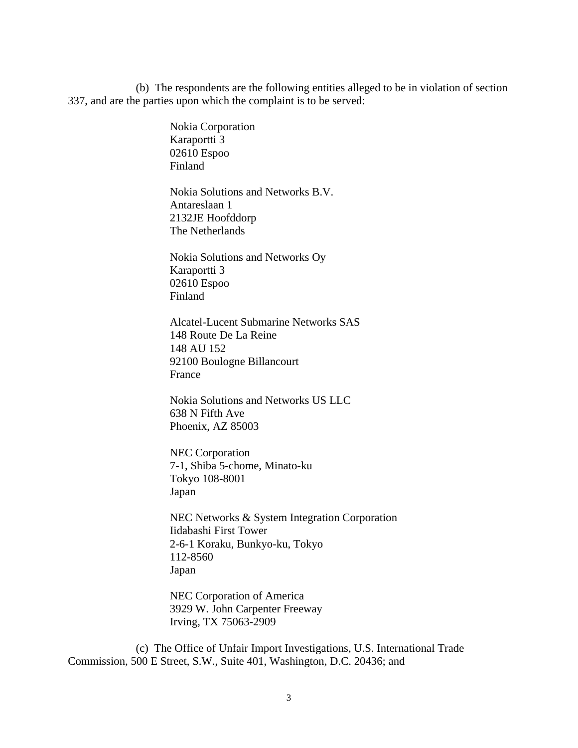(b) The respondents are the following entities alleged to be in violation of section 337, and are the parties upon which the complaint is to be served:

Nokia Corporation
Karaportti 3
02610 Espoo
Finland

Nokia Solutions and Networks B.V.
Antareslaan 1
2132JE Hoofddorp
The Netherlands

Nokia Solutions and Networks Oy
Karaportti 3
02610 Espoo
Finland

Alcatel-Lucent Submarine Networks SAS
148 Route De La Reine
148 AU 152
92100 Boulogne Billancourt
France

Nokia Solutions and Networks US LLC
638 N Fifth Ave
Phoenix, AZ 85003

NEC Corporation
7-1, Shiba 5-chome, Minato-ku
Tokyo 108-8001
Japan

NEC Networks & System Integration Corporation
Iidabashi First Tower
2-6-1 Koraku, Bunkyo-ku, Tokyo
112-8560
Japan

NEC Corporation of America
3929 W. John Carpenter Freeway
Irving, TX 75063-2909

(c) The Office of Unfair Import Investigations, U.S. International Trade Commission, 500 E Street, S.W., Suite 401, Washington, D.C. 20436; and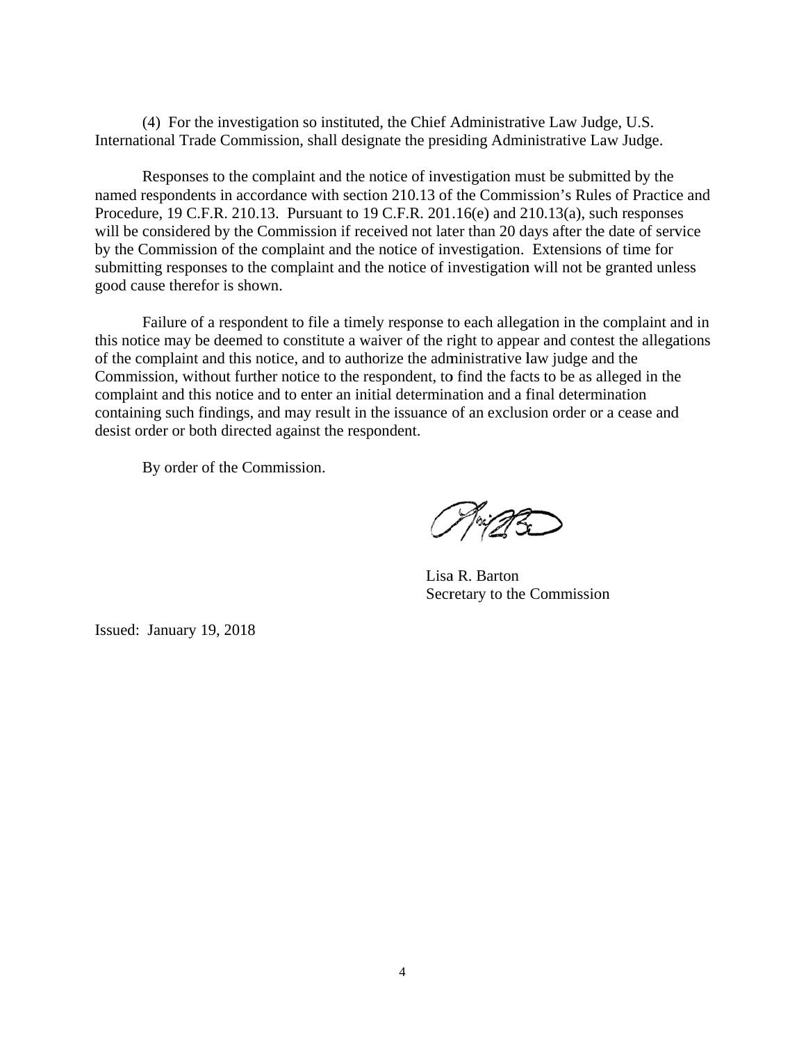(4) For the investigation so instituted, the Chief Administrative Law Judge, U.S. International Trade Commission, shall designate the presiding Administrative Law Judge.

Responses to the complaint and the notice of investigation must be submitted by the named respondents in accordance with section 210.13 of the Commission's Rules of Practice and Procedure, 19 C.F.R. 210.13. Pursuant to 19 C.F.R. 201.16(e) and 210.13(a), such responses will be considered by the Commission if received not later than 20 days after the date of service by the Commission of the complaint and the notice of investigation. Extensions of time for submitting responses to the complaint and the notice of investigation will not be granted unless good cause therefor is shown.

Failure of a respondent to file a timely response to each allegation in the complaint and in this notice may be deemed to constitute a waiver of the right to appear and contest the allegations of the complaint and this notice, and to authorize the administrative law judge and the Commission, without further notice to the respondent, to find the facts to be as alleged in the complaint and this notice and to enter an initial determination and a final determination containing such findings, and may result in the issuance of an exclusion order or a cease and desist order or both directed against the respondent.

By order of the Commission.

Lisa R. Barton
Secretary to the Commission

Issued: January 19, 2018